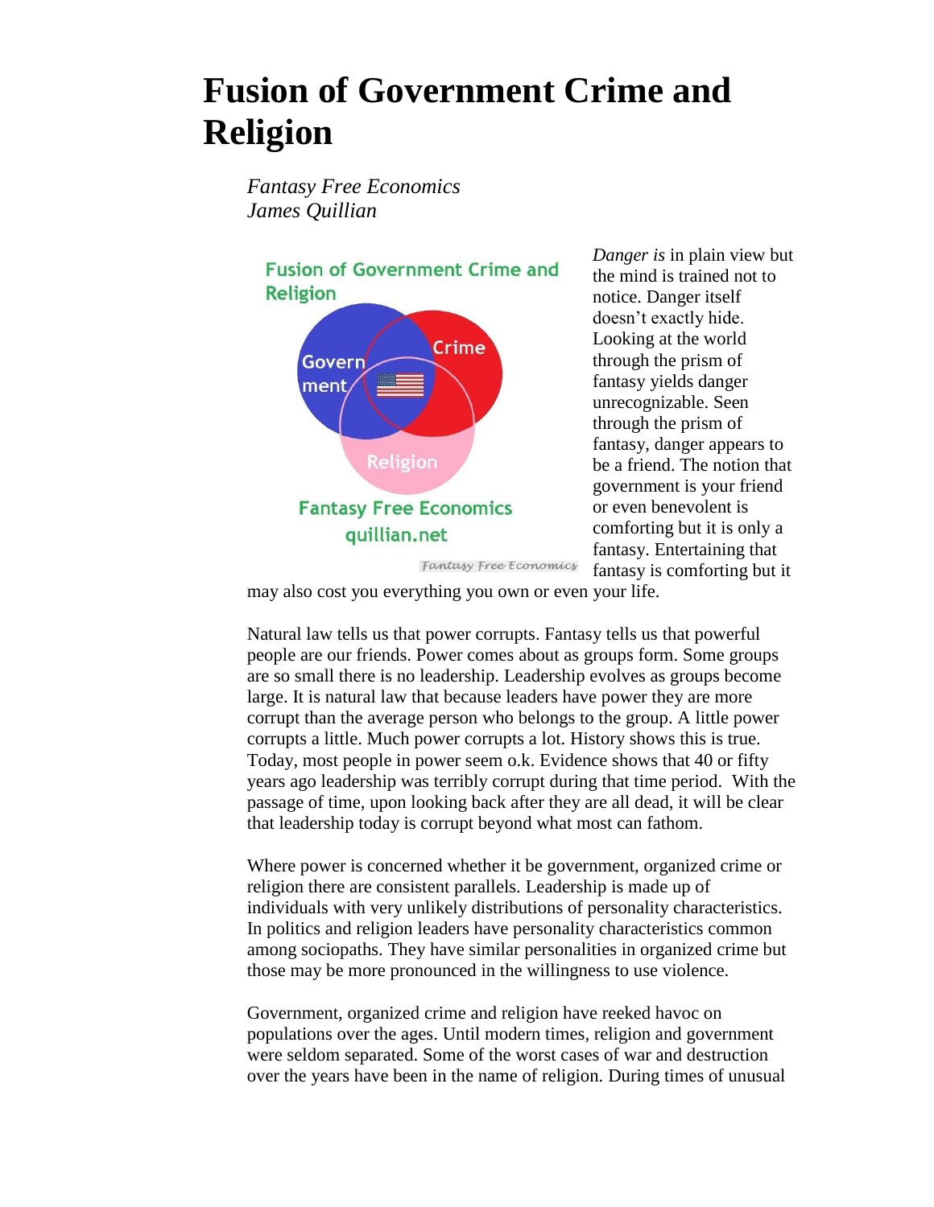# Fusion of Government Crime and Religion

*Fantasy Free Economics*
*James Quillian*

*Danger is* in plain view but the mind is trained not to notice. Danger itself doesn't exactly hide. Looking at the world through the prism of fantasy yields danger unrecognizable. Seen through the prism of fantasy, danger appears to be a friend. The notion that government is your friend or even benevolent is comforting but it is only a fantasy. Entertaining that fantasy is comforting but it may also cost you everything you own or even your life.

Natural law tells us that power corrupts. Fantasy tells us that powerful people are our friends. Power comes about as groups form. Some groups are so small there is no leadership. Leadership evolves as groups become large. It is natural law that because leaders have power they are more corrupt than the average person who belongs to the group. A little power corrupts a little. Much power corrupts a lot. History shows this is true. Today, most people in power seem o.k. Evidence shows that 40 or fifty years ago leadership was terribly corrupt during that time period. With the passage of time, upon looking back after they are all dead, it will be clear that leadership today is corrupt beyond what most can fathom.

Where power is concerned whether it be government, organized crime or religion there are consistent parallels. Leadership is made up of individuals with very unlikely distributions of personality characteristics. In politics and religion leaders have personality characteristics common among sociopaths. They have similar personalities in organized crime but those may be more pronounced in the willingness to use violence.

Government, organized crime and religion have reeked havoc on populations over the ages. Until modern times, religion and government were seldom separated. Some of the worst cases of war and destruction over the years have been in the name of religion. During times of unusual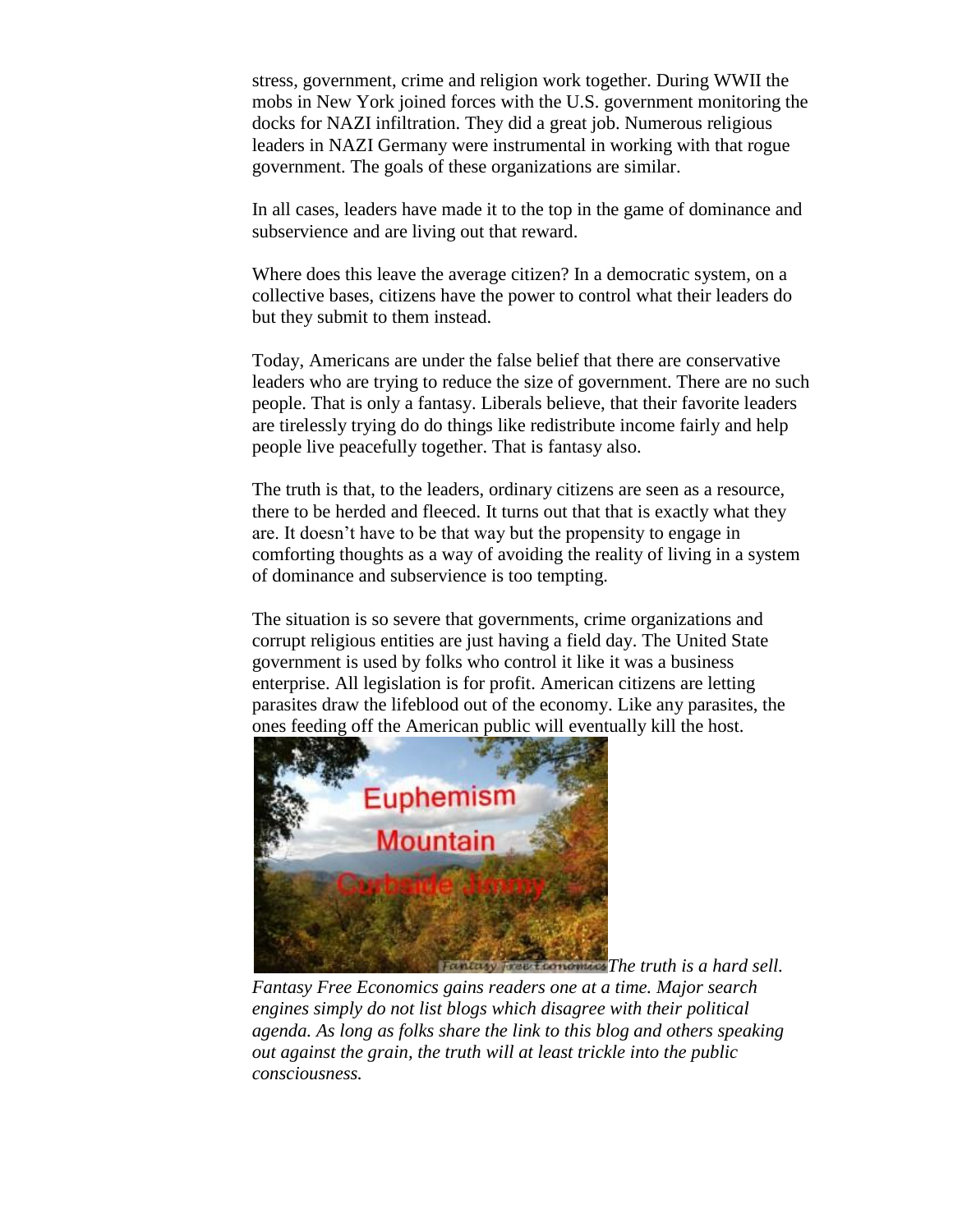stress, government, crime and religion work together. During WWII the mobs in New York joined forces with the U.S. government monitoring the docks for NAZI infiltration. They did a great job. Numerous religious leaders in NAZI Germany were instrumental in working with that rogue government. The goals of these organizations are similar.

In all cases, leaders have made it to the top in the game of dominance and subservience and are living out that reward.

Where does this leave the average citizen? In a democratic system, on a collective bases, citizens have the power to control what their leaders do but they submit to them instead.

Today, Americans are under the false belief that there are conservative leaders who are trying to reduce the size of government. There are no such people. That is only a fantasy. Liberals believe, that their favorite leaders are tirelessly trying do do things like redistribute income fairly and help people live peacefully together. That is fantasy also.

The truth is that, to the leaders, ordinary citizens are seen as a resource, there to be herded and fleeced. It turns out that that is exactly what they are. It doesn't have to be that way but the propensity to engage in comforting thoughts as a way of avoiding the reality of living in a system of dominance and subservience is too tempting.

The situation is so severe that governments, crime organizations and corrupt religious entities are just having a field day. The United State government is used by folks who control it like it was a business enterprise. All legislation is for profit. American citizens are letting parasites draw the lifeblood out of the economy. Like any parasites, the ones feeding off the American public will eventually kill the host.

*The truth is a hard sell. Fantasy Free Economics gains readers one at a time. Major search engines simply do not list blogs which disagree with their political agenda. As long as folks share the link to this blog and others speaking out against the grain, the truth will at least trickle into the public consciousness.*